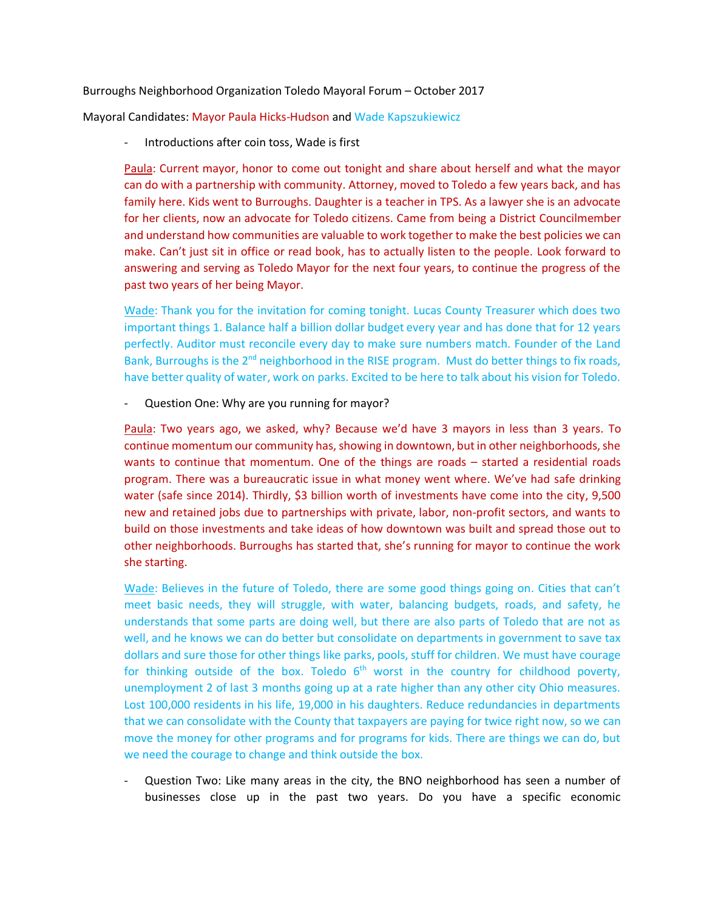Burroughs Neighborhood Organization Toledo Mayoral Forum – October 2017

Mayoral Candidates: Mayor Paula Hicks-Hudson and Wade Kapszukiewicz

- Introductions after coin toss, Wade is first

  Paula: Current mayor, honor to come out tonight and share about herself and what the mayor can do with a partnership with community. Attorney, moved to Toledo a few years back, and has family here. Kids went to Burroughs. Daughter is a teacher in TPS. As a lawyer she is an advocate for her clients, now an advocate for Toledo citizens. Came from being a District Councilmember and understand how communities are valuable to work together to make the best policies we can make. Can't just sit in office or read book, has to actually listen to the people. Look forward to answering and serving as Toledo Mayor for the next four years, to continue the progress of the past two years of her being Mayor.

  Wade: Thank you for the invitation for coming tonight. Lucas County Treasurer which does two important things 1. Balance half a billion dollar budget every year and has done that for 12 years perfectly. Auditor must reconcile every day to make sure numbers match. Founder of the Land Bank, Burroughs is the 2nd neighborhood in the RISE program. Must do better things to fix roads, have better quality of water, work on parks. Excited to be here to talk about his vision for Toledo.

- Question One: Why are you running for mayor?

  Paula: Two years ago, we asked, why? Because we'd have 3 mayors in less than 3 years. To continue momentum our community has, showing in downtown, but in other neighborhoods, she wants to continue that momentum. One of the things are roads – started a residential roads program. There was a bureaucratic issue in what money went where. We've had safe drinking water (safe since 2014). Thirdly, $3 billion worth of investments have come into the city, 9,500 new and retained jobs due to partnerships with private, labor, non-profit sectors, and wants to build on those investments and take ideas of how downtown was built and spread those out to other neighborhoods. Burroughs has started that, she's running for mayor to continue the work she starting.

  Wade: Believes in the future of Toledo, there are some good things going on. Cities that can't meet basic needs, they will struggle, with water, balancing budgets, roads, and safety, he understands that some parts are doing well, but there are also parts of Toledo that are not as well, and he knows we can do better but consolidate on departments in government to save tax dollars and sure those for other things like parks, pools, stuff for children. We must have courage for thinking outside of the box. Toledo 6th worst in the country for childhood poverty, unemployment 2 of last 3 months going up at a rate higher than any other city Ohio measures. Lost 100,000 residents in his life, 19,000 in his daughters. Reduce redundancies in departments that we can consolidate with the County that taxpayers are paying for twice right now, so we can move the money for other programs and for programs for kids. There are things we can do, but we need the courage to change and think outside the box.

- Question Two: Like many areas in the city, the BNO neighborhood has seen a number of businesses close up in the past two years. Do you have a specific economic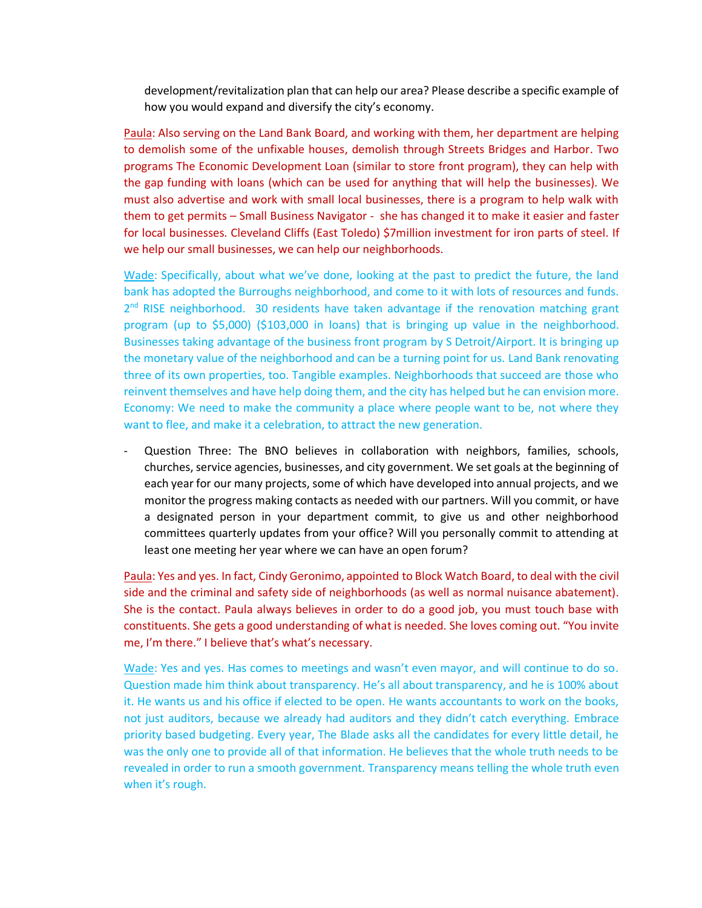development/revitalization plan that can help our area? Please describe a specific example of how you would expand and diversify the city's economy.

Paula: Also serving on the Land Bank Board, and working with them, her department are helping to demolish some of the unfixable houses, demolish through Streets Bridges and Harbor. Two programs The Economic Development Loan (similar to store front program), they can help with the gap funding with loans (which can be used for anything that will help the businesses). We must also advertise and work with small local businesses, there is a program to help walk with them to get permits – Small Business Navigator - she has changed it to make it easier and faster for local businesses. Cleveland Cliffs (East Toledo) $7million investment for iron parts of steel. If we help our small businesses, we can help our neighborhoods.

Wade: Specifically, about what we've done, looking at the past to predict the future, the land bank has adopted the Burroughs neighborhood, and come to it with lots of resources and funds. 2nd RISE neighborhood. 30 residents have taken advantage if the renovation matching grant program (up to $5,000) ($103,000 in loans) that is bringing up value in the neighborhood. Businesses taking advantage of the business front program by S Detroit/Airport. It is bringing up the monetary value of the neighborhood and can be a turning point for us. Land Bank renovating three of its own properties, too. Tangible examples. Neighborhoods that succeed are those who reinvent themselves and have help doing them, and the city has helped but he can envision more. Economy: We need to make the community a place where people want to be, not where they want to flee, and make it a celebration, to attract the new generation.

- Question Three: The BNO believes in collaboration with neighbors, families, schools, churches, service agencies, businesses, and city government. We set goals at the beginning of each year for our many projects, some of which have developed into annual projects, and we monitor the progress making contacts as needed with our partners. Will you commit, or have a designated person in your department commit, to give us and other neighborhood committees quarterly updates from your office? Will you personally commit to attending at least one meeting her year where we can have an open forum?

Paula: Yes and yes. In fact, Cindy Geronimo, appointed to Block Watch Board, to deal with the civil side and the criminal and safety side of neighborhoods (as well as normal nuisance abatement). She is the contact. Paula always believes in order to do a good job, you must touch base with constituents. She gets a good understanding of what is needed. She loves coming out. "You invite me, I'm there." I believe that's what's necessary.

Wade: Yes and yes. Has comes to meetings and wasn't even mayor, and will continue to do so. Question made him think about transparency. He's all about transparency, and he is 100% about it. He wants us and his office if elected to be open. He wants accountants to work on the books, not just auditors, because we already had auditors and they didn't catch everything. Embrace priority based budgeting. Every year, The Blade asks all the candidates for every little detail, he was the only one to provide all of that information. He believes that the whole truth needs to be revealed in order to run a smooth government. Transparency means telling the whole truth even when it's rough.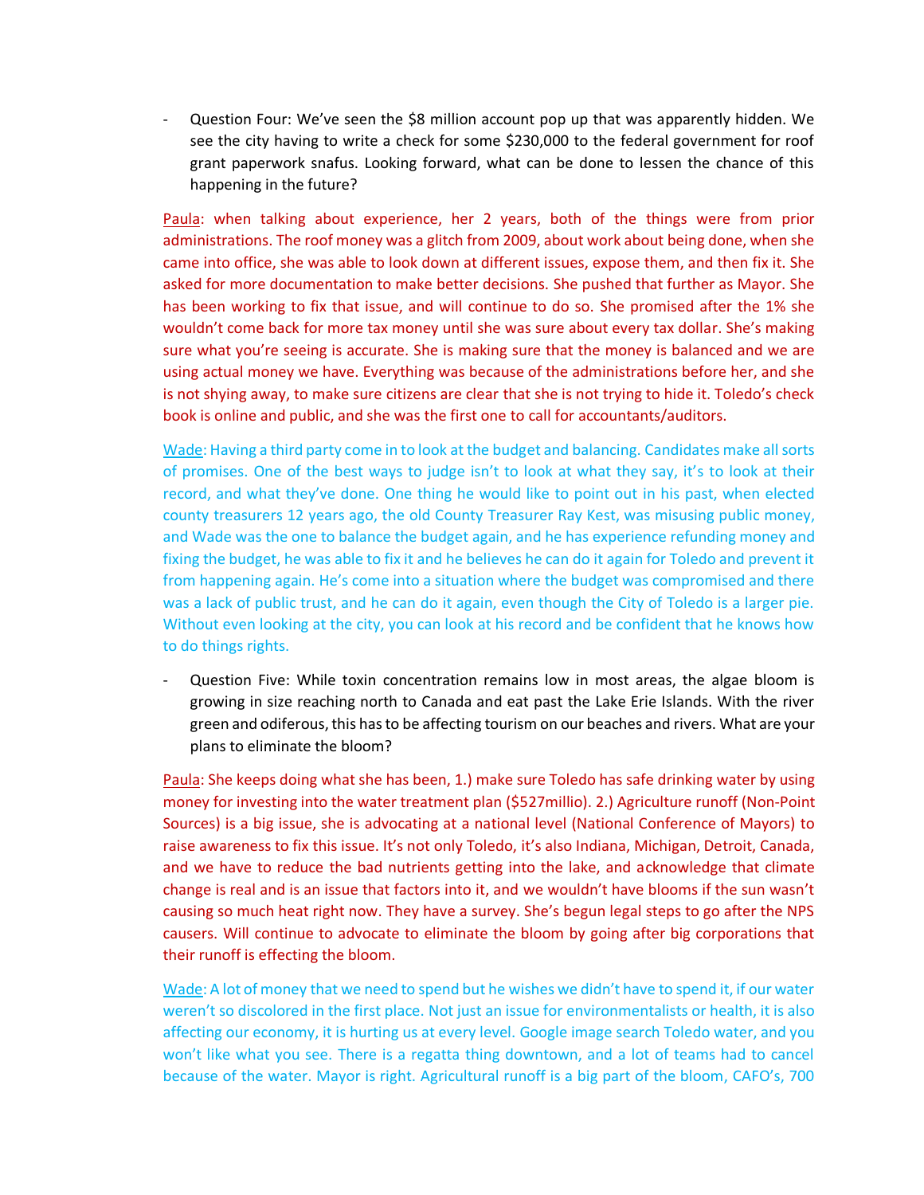- Question Four: We've seen the $8 million account pop up that was apparently hidden. We see the city having to write a check for some $230,000 to the federal government for roof grant paperwork snafus. Looking forward, what can be done to lessen the chance of this happening in the future?

Paula: when talking about experience, her 2 years, both of the things were from prior administrations. The roof money was a glitch from 2009, about work about being done, when she came into office, she was able to look down at different issues, expose them, and then fix it. She asked for more documentation to make better decisions. She pushed that further as Mayor. She has been working to fix that issue, and will continue to do so. She promised after the 1% she wouldn't come back for more tax money until she was sure about every tax dollar. She's making sure what you're seeing is accurate. She is making sure that the money is balanced and we are using actual money we have. Everything was because of the administrations before her, and she is not shying away, to make sure citizens are clear that she is not trying to hide it. Toledo's check book is online and public, and she was the first one to call for accountants/auditors.

Wade: Having a third party come in to look at the budget and balancing. Candidates make all sorts of promises. One of the best ways to judge isn't to look at what they say, it's to look at their record, and what they've done. One thing he would like to point out in his past, when elected county treasurers 12 years ago, the old County Treasurer Ray Kest, was misusing public money, and Wade was the one to balance the budget again, and he has experience refunding money and fixing the budget, he was able to fix it and he believes he can do it again for Toledo and prevent it from happening again. He's come into a situation where the budget was compromised and there was a lack of public trust, and he can do it again, even though the City of Toledo is a larger pie. Without even looking at the city, you can look at his record and be confident that he knows how to do things rights.

- Question Five: While toxin concentration remains low in most areas, the algae bloom is growing in size reaching north to Canada and eat past the Lake Erie Islands. With the river green and odiferous, this has to be affecting tourism on our beaches and rivers. What are your plans to eliminate the bloom?

Paula: She keeps doing what she has been, 1.) make sure Toledo has safe drinking water by using money for investing into the water treatment plan ($527millio). 2.) Agriculture runoff (Non-Point Sources) is a big issue, she is advocating at a national level (National Conference of Mayors) to raise awareness to fix this issue. It's not only Toledo, it's also Indiana, Michigan, Detroit, Canada, and we have to reduce the bad nutrients getting into the lake, and acknowledge that climate change is real and is an issue that factors into it, and we wouldn't have blooms if the sun wasn't causing so much heat right now. They have a survey. She's begun legal steps to go after the NPS causers. Will continue to advocate to eliminate the bloom by going after big corporations that their runoff is effecting the bloom.

Wade: A lot of money that we need to spend but he wishes we didn't have to spend it, if our water weren't so discolored in the first place. Not just an issue for environmentalists or health, it is also affecting our economy, it is hurting us at every level. Google image search Toledo water, and you won't like what you see. There is a regatta thing downtown, and a lot of teams had to cancel because of the water. Mayor is right. Agricultural runoff is a big part of the bloom, CAFO's, 700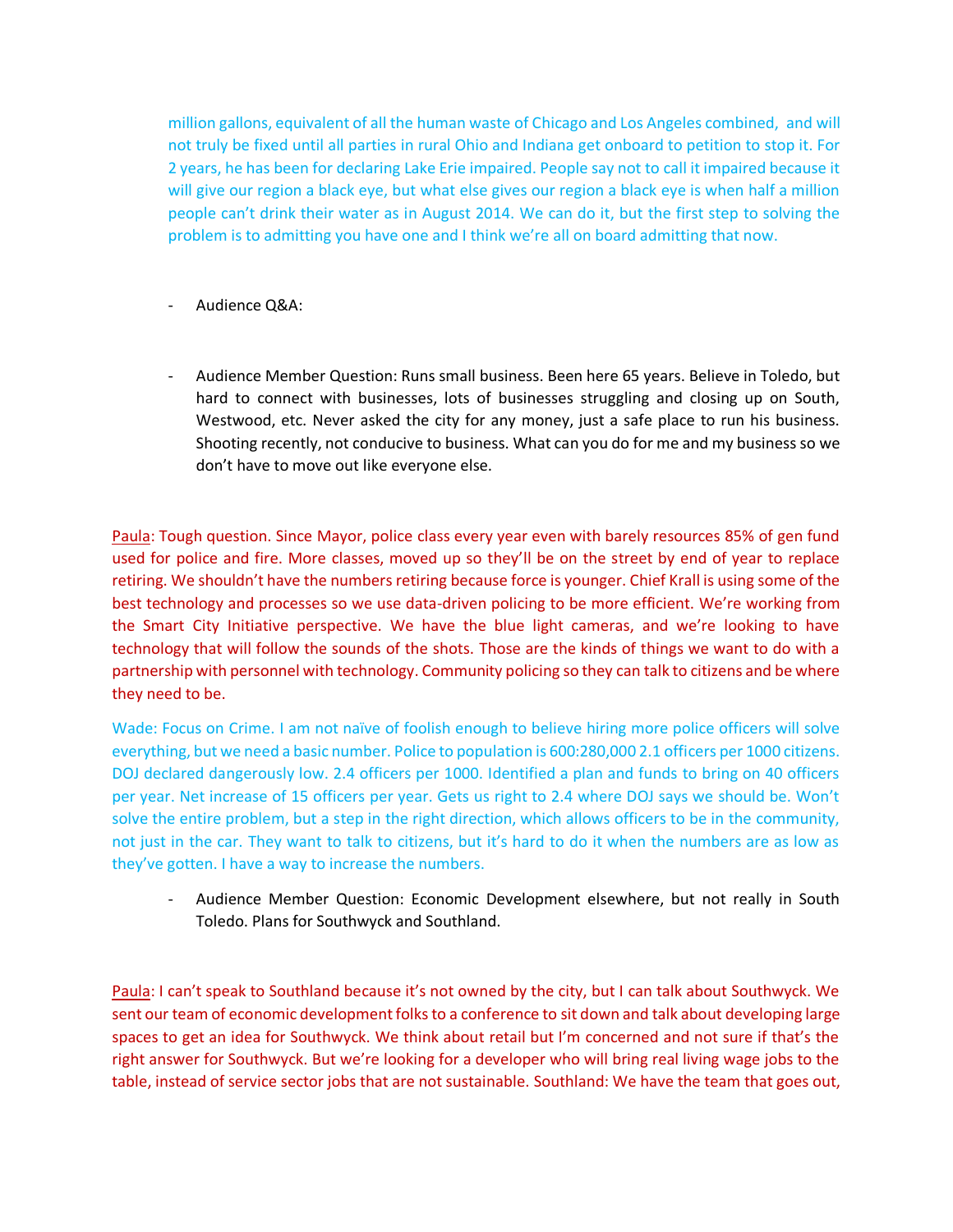million gallons, equivalent of all the human waste of Chicago and Los Angeles combined, and will not truly be fixed until all parties in rural Ohio and Indiana get onboard to petition to stop it. For 2 years, he has been for declaring Lake Erie impaired. People say not to call it impaired because it will give our region a black eye, but what else gives our region a black eye is when half a million people can't drink their water as in August 2014. We can do it, but the first step to solving the problem is to admitting you have one and I think we're all on board admitting that now.

- Audience Q&A:

- Audience Member Question: Runs small business. Been here 65 years. Believe in Toledo, but hard to connect with businesses, lots of businesses struggling and closing up on South, Westwood, etc. Never asked the city for any money, just a safe place to run his business. Shooting recently, not conducive to business. What can you do for me and my business so we don't have to move out like everyone else.

Paula: Tough question. Since Mayor, police class every year even with barely resources 85% of gen fund used for police and fire. More classes, moved up so they'll be on the street by end of year to replace retiring. We shouldn't have the numbers retiring because force is younger. Chief Krall is using some of the best technology and processes so we use data-driven policing to be more efficient. We're working from the Smart City Initiative perspective. We have the blue light cameras, and we're looking to have technology that will follow the sounds of the shots. Those are the kinds of things we want to do with a partnership with personnel with technology. Community policing so they can talk to citizens and be where they need to be.

Wade: Focus on Crime. I am not naïve of foolish enough to believe hiring more police officers will solve everything, but we need a basic number. Police to population is 600:280,000 2.1 officers per 1000 citizens. DOJ declared dangerously low. 2.4 officers per 1000. Identified a plan and funds to bring on 40 officers per year. Net increase of 15 officers per year. Gets us right to 2.4 where DOJ says we should be. Won't solve the entire problem, but a step in the right direction, which allows officers to be in the community, not just in the car. They want to talk to citizens, but it's hard to do it when the numbers are as low as they've gotten. I have a way to increase the numbers.

- Audience Member Question: Economic Development elsewhere, but not really in South Toledo. Plans for Southwyck and Southland.

Paula: I can't speak to Southland because it's not owned by the city, but I can talk about Southwyck. We sent our team of economic development folks to a conference to sit down and talk about developing large spaces to get an idea for Southwyck. We think about retail but I'm concerned and not sure if that's the right answer for Southwyck. But we're looking for a developer who will bring real living wage jobs to the table, instead of service sector jobs that are not sustainable. Southland: We have the team that goes out,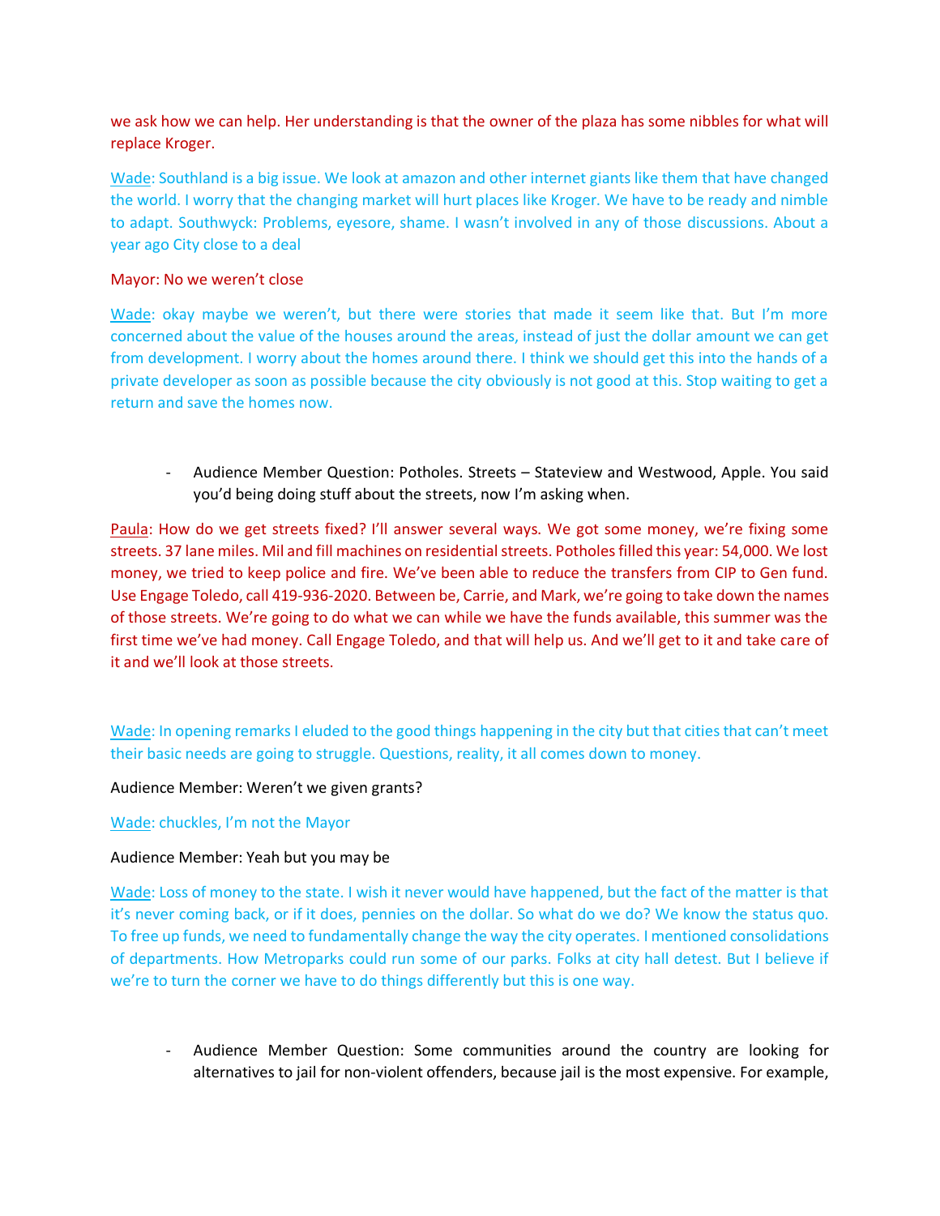we ask how we can help. Her understanding is that the owner of the plaza has some nibbles for what will replace Kroger.

Wade: Southland is a big issue. We look at amazon and other internet giants like them that have changed the world. I worry that the changing market will hurt places like Kroger. We have to be ready and nimble to adapt. Southwyck: Problems, eyesore, shame. I wasn't involved in any of those discussions. About a year ago City close to a deal

Mayor: No we weren't close

Wade: okay maybe we weren't, but there were stories that made it seem like that. But I'm more concerned about the value of the houses around the areas, instead of just the dollar amount we can get from development. I worry about the homes around there. I think we should get this into the hands of a private developer as soon as possible because the city obviously is not good at this. Stop waiting to get a return and save the homes now.

- Audience Member Question: Potholes. Streets – Stateview and Westwood, Apple. You said you'd being doing stuff about the streets, now I'm asking when.

Paula: How do we get streets fixed? I'll answer several ways. We got some money, we're fixing some streets. 37 lane miles. Mil and fill machines on residential streets. Potholes filled this year: 54,000. We lost money, we tried to keep police and fire. We've been able to reduce the transfers from CIP to Gen fund. Use Engage Toledo, call 419-936-2020. Between be, Carrie, and Mark, we're going to take down the names of those streets. We're going to do what we can while we have the funds available, this summer was the first time we've had money. Call Engage Toledo, and that will help us. And we'll get to it and take care of it and we'll look at those streets.

Wade: In opening remarks I eluded to the good things happening in the city but that cities that can't meet their basic needs are going to struggle. Questions, reality, it all comes down to money.

Audience Member: Weren't we given grants?

Wade: chuckles, I'm not the Mayor

Audience Member: Yeah but you may be

Wade: Loss of money to the state. I wish it never would have happened, but the fact of the matter is that it's never coming back, or if it does, pennies on the dollar. So what do we do? We know the status quo. To free up funds, we need to fundamentally change the way the city operates. I mentioned consolidations of departments. How Metroparks could run some of our parks. Folks at city hall detest. But I believe if we're to turn the corner we have to do things differently but this is one way.

- Audience Member Question: Some communities around the country are looking for alternatives to jail for non-violent offenders, because jail is the most expensive. For example,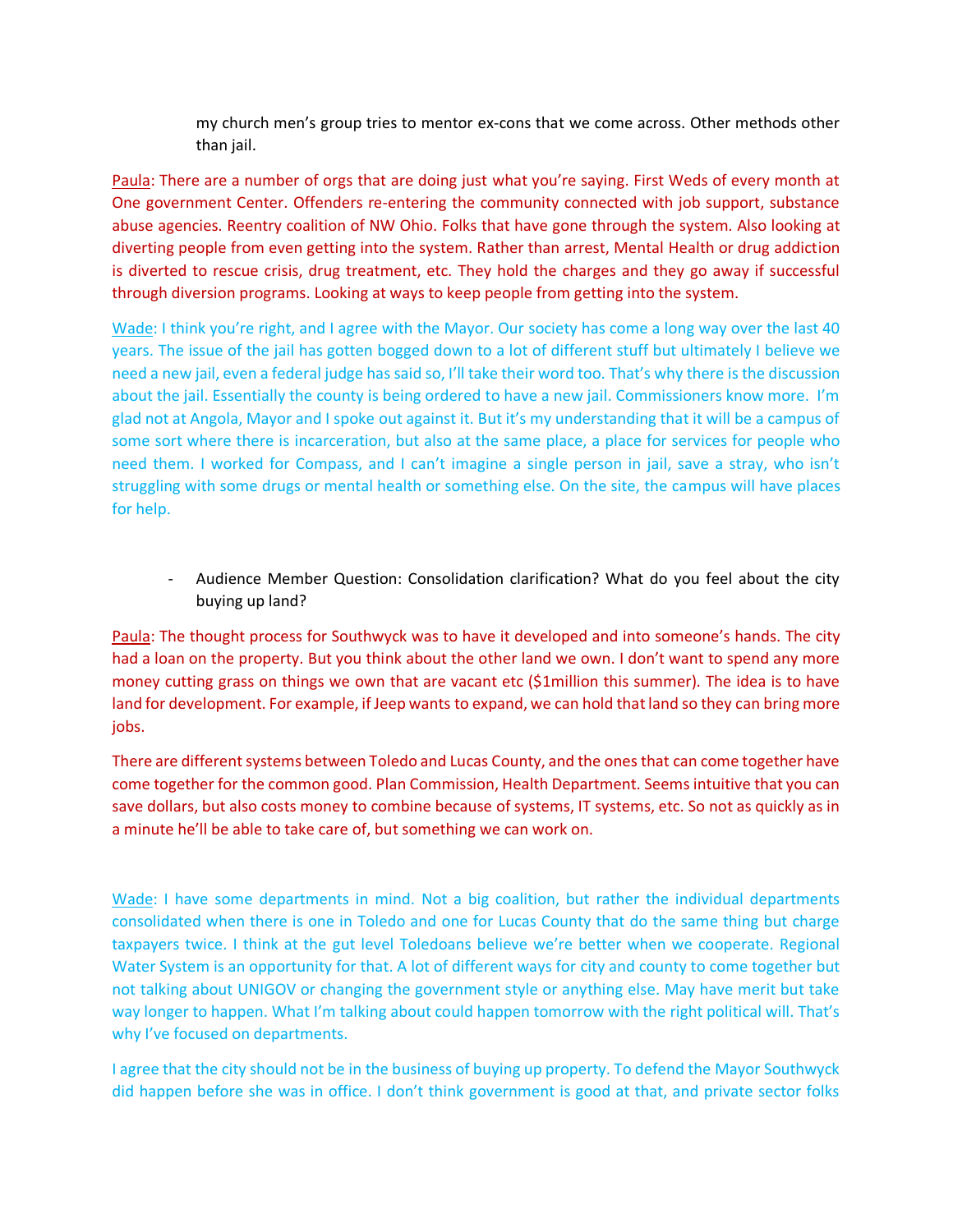my church men's group tries to mentor ex-cons that we come across. Other methods other than jail.

Paula: There are a number of orgs that are doing just what you're saying. First Weds of every month at One government Center. Offenders re-entering the community connected with job support, substance abuse agencies. Reentry coalition of NW Ohio. Folks that have gone through the system. Also looking at diverting people from even getting into the system. Rather than arrest, Mental Health or drug addiction is diverted to rescue crisis, drug treatment, etc. They hold the charges and they go away if successful through diversion programs. Looking at ways to keep people from getting into the system.

Wade: I think you're right, and I agree with the Mayor. Our society has come a long way over the last 40 years. The issue of the jail has gotten bogged down to a lot of different stuff but ultimately I believe we need a new jail, even a federal judge has said so, I'll take their word too. That's why there is the discussion about the jail. Essentially the county is being ordered to have a new jail. Commissioners know more. I'm glad not at Angola, Mayor and I spoke out against it. But it's my understanding that it will be a campus of some sort where there is incarceration, but also at the same place, a place for services for people who need them. I worked for Compass, and I can't imagine a single person in jail, save a stray, who isn't struggling with some drugs or mental health or something else. On the site, the campus will have places for help.

- Audience Member Question: Consolidation clarification? What do you feel about the city buying up land?

Paula: The thought process for Southwyck was to have it developed and into someone's hands. The city had a loan on the property. But you think about the other land we own. I don't want to spend any more money cutting grass on things we own that are vacant etc ($1million this summer). The idea is to have land for development. For example, if Jeep wants to expand, we can hold that land so they can bring more jobs.

There are different systems between Toledo and Lucas County, and the ones that can come together have come together for the common good. Plan Commission, Health Department. Seems intuitive that you can save dollars, but also costs money to combine because of systems, IT systems, etc. So not as quickly as in a minute he'll be able to take care of, but something we can work on.

Wade: I have some departments in mind. Not a big coalition, but rather the individual departments consolidated when there is one in Toledo and one for Lucas County that do the same thing but charge taxpayers twice. I think at the gut level Toledoans believe we're better when we cooperate. Regional Water System is an opportunity for that. A lot of different ways for city and county to come together but not talking about UNIGOV or changing the government style or anything else. May have merit but take way longer to happen. What I'm talking about could happen tomorrow with the right political will. That's why I've focused on departments.

I agree that the city should not be in the business of buying up property. To defend the Mayor Southwyck did happen before she was in office. I don't think government is good at that, and private sector folks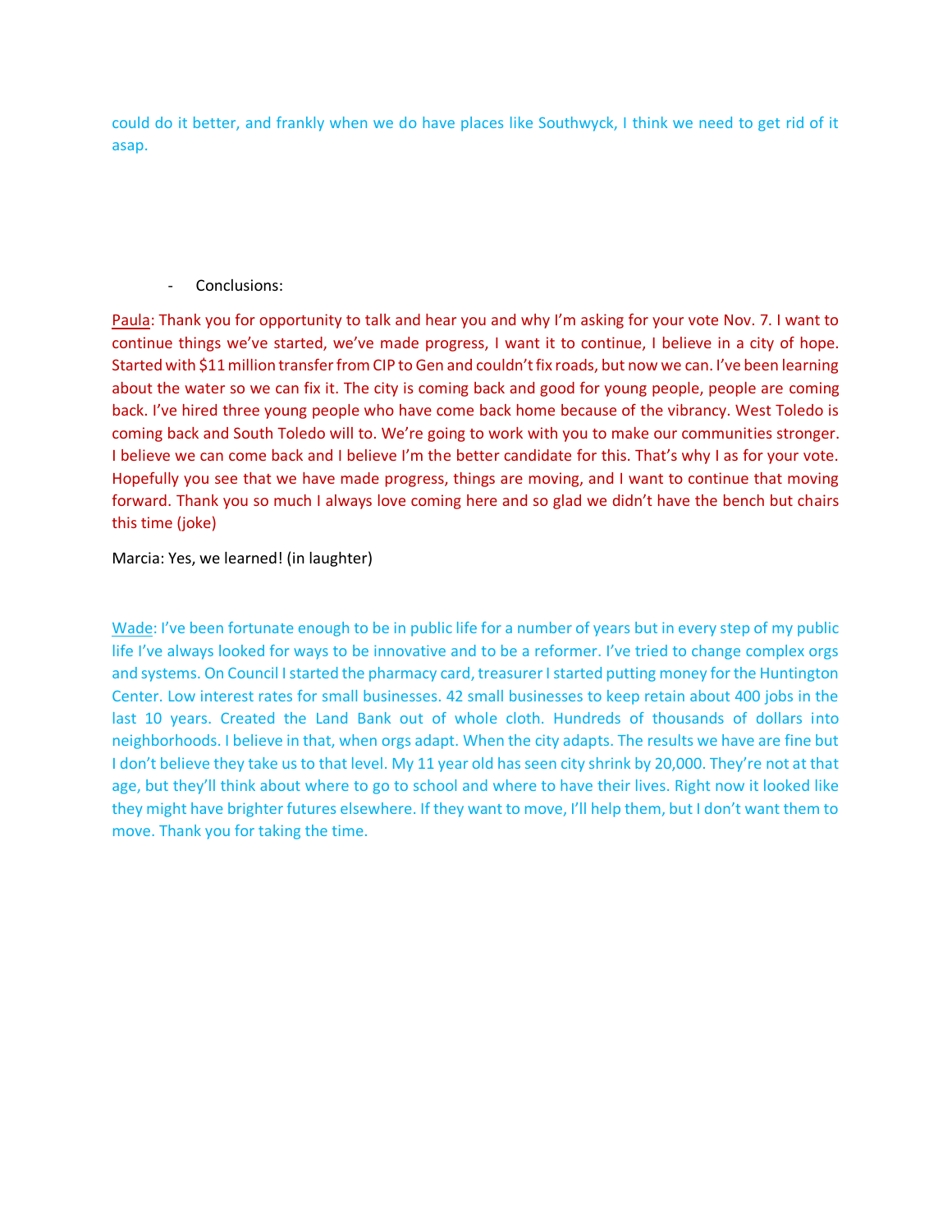could do it better, and frankly when we do have places like Southwyck, I think we need to get rid of it asap.

- Conclusions:

Paula: Thank you for opportunity to talk and hear you and why I'm asking for your vote Nov. 7. I want to continue things we've started, we've made progress, I want it to continue, I believe in a city of hope. Started with $11 million transfer from CIP to Gen and couldn't fix roads, but now we can. I've been learning about the water so we can fix it. The city is coming back and good for young people, people are coming back. I've hired three young people who have come back home because of the vibrancy. West Toledo is coming back and South Toledo will to. We're going to work with you to make our communities stronger. I believe we can come back and I believe I'm the better candidate for this. That's why I as for your vote. Hopefully you see that we have made progress, things are moving, and I want to continue that moving forward. Thank you so much I always love coming here and so glad we didn't have the bench but chairs this time (joke)

Marcia: Yes, we learned! (in laughter)

Wade: I've been fortunate enough to be in public life for a number of years but in every step of my public life I've always looked for ways to be innovative and to be a reformer. I've tried to change complex orgs and systems. On Council I started the pharmacy card, treasurer I started putting money for the Huntington Center. Low interest rates for small businesses. 42 small businesses to keep retain about 400 jobs in the last 10 years. Created the Land Bank out of whole cloth. Hundreds of thousands of dollars into neighborhoods. I believe in that, when orgs adapt. When the city adapts. The results we have are fine but I don't believe they take us to that level. My 11 year old has seen city shrink by 20,000. They're not at that age, but they'll think about where to go to school and where to have their lives. Right now it looked like they might have brighter futures elsewhere. If they want to move, I'll help them, but I don't want them to move. Thank you for taking the time.